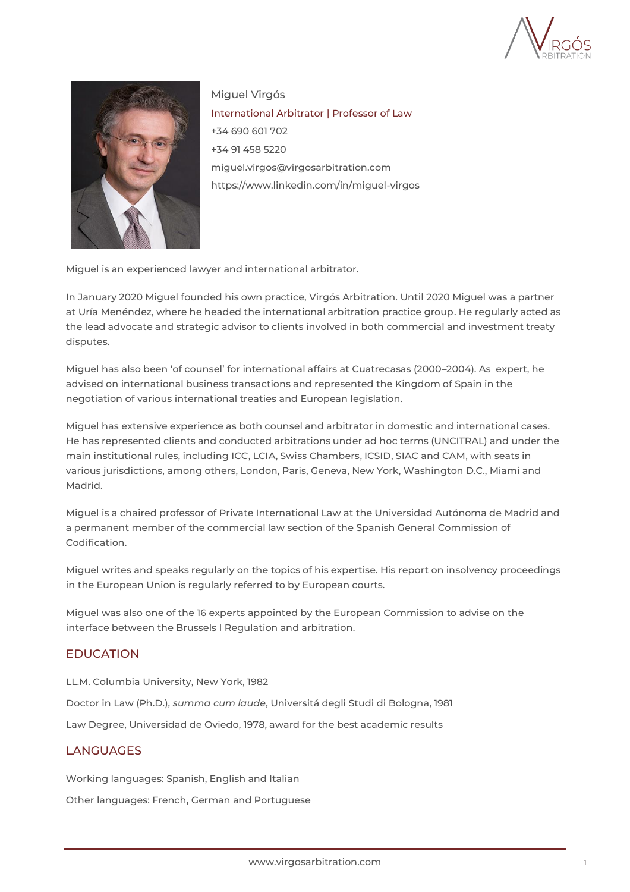Miguel Virgós

International Arbitrator | Professor of Law

+34 690 601 702

+34 91 458 5220

miguel.virgos@virgosarbitration.com

https://www.linkedin.com/in/miguel-virgos

Miguel is an experienced lawyer and international arbitrator.

In January 2020 Miguel founded his own practice, Virgós Arbitration. Until 2020 Miguel was a partner at Uría Menéndez, where he headed the international arbitration practice group. He regularly acted as the lead advocate and strategic advisor to clients involved in both commercial and investment treaty disputes.

Miguel has also been 'of counsel' for international affairs at Cuatrecasas (2000–2004). As expert, he advised on international business transactions and represented the Kingdom of Spain in the negotiation of various international treaties and European legislation.

Miguel has extensive experience as both counsel and arbitrator in domestic and international cases. He has represented clients and conducted arbitrations under ad hoc terms (UNCITRAL) and under the main institutional rules, including ICC, LCIA, Swiss Chambers, ICSID, SIAC and CAM, with seats in various jurisdictions, among others, London, Paris, Geneva, New York, Washington D.C., Miami and Madrid.

Miguel is a chaired professor of Private International Law at the Universidad Autónoma de Madrid and a permanent member of the commercial law section of the Spanish General Commission of Codification.

Miguel writes and speaks regularly on the topics of his expertise. His report on insolvency proceedings in the European Union is regularly referred to by European courts.

Miguel was also one of the 16 experts appointed by the European Commission to advise on the interface between the Brussels I Regulation and arbitration.

## EDUCATION

LL.M. Columbia University, New York, 1982

Doctor in Law (Ph.D.), *summa cum laude*, Universitá degli Studi di Bologna, 1981

Law Degree, Universidad de Oviedo, 1978, award for the best academic results

## LANGUAGES

Working languages: Spanish, English and Italian

Other languages: French, German and Portuguese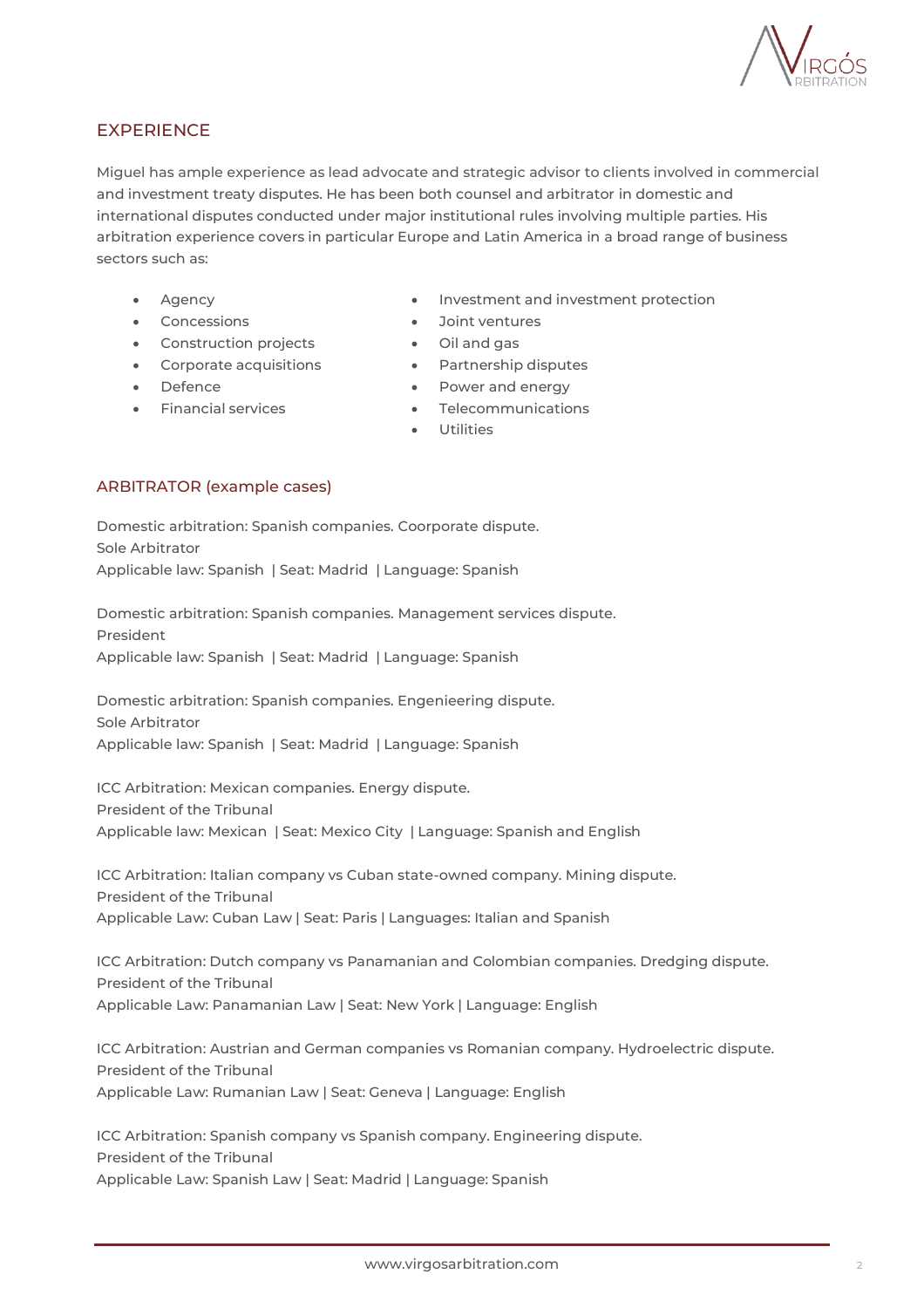## EXPERIENCE

Miguel has ample experience as lead advocate and strategic advisor to clients involved in commercial and investment treaty disputes. He has been both counsel and arbitrator in domestic and international disputes conducted under major institutional rules involving multiple parties. His arbitration experience covers in particular Europe and Latin America in a broad range of business sectors such as:

- Agency
- Concessions
- Construction projects
- Corporate acquisitions
- Defence
- Financial services
- Investment and investment protection
- Joint ventures
- Oil and gas
- Partnership disputes
- Power and energy
- Telecommunications
- Utilities

## ARBITRATOR (example cases)

Domestic arbitration: Spanish companies. Coorporate dispute.
Sole Arbitrator
Applicable law: Spanish | Seat: Madrid | Language: Spanish

Domestic arbitration: Spanish companies. Management services dispute.
President
Applicable law: Spanish | Seat: Madrid | Language: Spanish

Domestic arbitration: Spanish companies. Engenieering dispute.
Sole Arbitrator
Applicable law: Spanish | Seat: Madrid | Language: Spanish

ICC Arbitration: Mexican companies. Energy dispute.
President of the Tribunal
Applicable law: Mexican | Seat: Mexico City | Language: Spanish and English

ICC Arbitration: Italian company vs Cuban state-owned company. Mining dispute.
President of the Tribunal
Applicable Law: Cuban Law | Seat: Paris | Languages: Italian and Spanish

ICC Arbitration: Dutch company vs Panamanian and Colombian companies. Dredging dispute.
President of the Tribunal
Applicable Law: Panamanian Law | Seat: New York | Language: English

ICC Arbitration: Austrian and German companies vs Romanian company. Hydroelectric dispute.
President of the Tribunal
Applicable Law: Rumanian Law | Seat: Geneva | Language: English

ICC Arbitration: Spanish company vs Spanish company. Engineering dispute.
President of the Tribunal
Applicable Law: Spanish Law | Seat: Madrid | Language: Spanish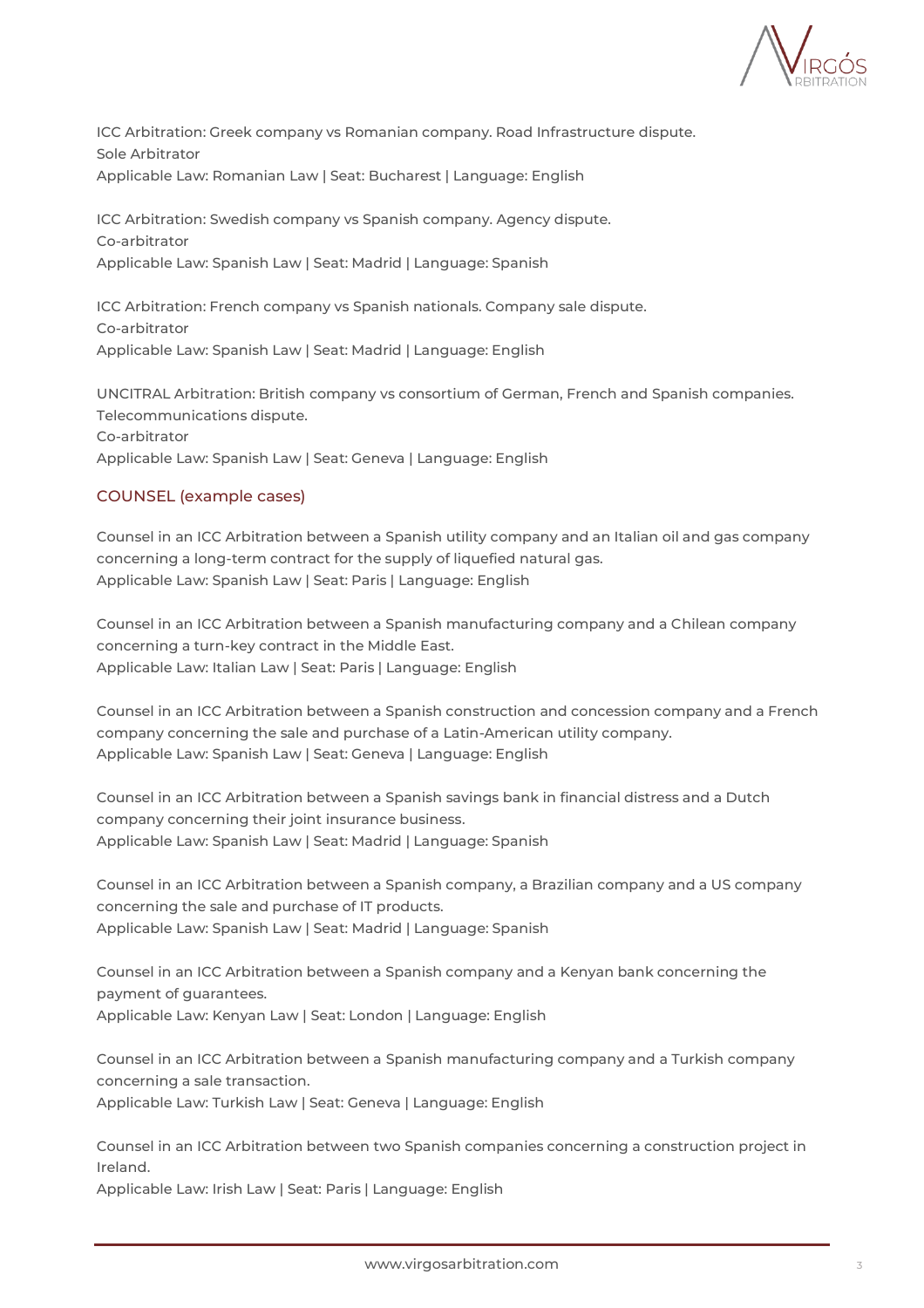ICC Arbitration: Greek company vs Romanian company. Road Infrastructure dispute.
Sole Arbitrator
Applicable Law: Romanian Law | Seat: Bucharest | Language: English

ICC Arbitration: Swedish company vs Spanish company. Agency dispute.
Co-arbitrator
Applicable Law: Spanish Law | Seat: Madrid | Language: Spanish

ICC Arbitration: French company vs Spanish nationals. Company sale dispute.
Co-arbitrator
Applicable Law: Spanish Law | Seat: Madrid | Language: English

UNCITRAL Arbitration: British company vs consortium of German, French and Spanish companies. Telecommunications dispute.
Co-arbitrator
Applicable Law: Spanish Law | Seat: Geneva | Language: English

## COUNSEL (example cases)

Counsel in an ICC Arbitration between a Spanish utility company and an Italian oil and gas company concerning a long-term contract for the supply of liquefied natural gas.
Applicable Law: Spanish Law | Seat: Paris | Language: English

Counsel in an ICC Arbitration between a Spanish manufacturing company and a Chilean company concerning a turn-key contract in the Middle East.
Applicable Law: Italian Law | Seat: Paris | Language: English

Counsel in an ICC Arbitration between a Spanish construction and concession company and a French company concerning the sale and purchase of a Latin-American utility company.
Applicable Law: Spanish Law | Seat: Geneva | Language: English

Counsel in an ICC Arbitration between a Spanish savings bank in financial distress and a Dutch company concerning their joint insurance business.
Applicable Law: Spanish Law | Seat: Madrid | Language: Spanish

Counsel in an ICC Arbitration between a Spanish company, a Brazilian company and a US company concerning the sale and purchase of IT products.
Applicable Law: Spanish Law | Seat: Madrid | Language: Spanish

Counsel in an ICC Arbitration between a Spanish company and a Kenyan bank concerning the payment of guarantees.
Applicable Law: Kenyan Law | Seat: London | Language: English

Counsel in an ICC Arbitration between a Spanish manufacturing company and a Turkish company concerning a sale transaction.
Applicable Law: Turkish Law | Seat: Geneva | Language: English

Counsel in an ICC Arbitration between two Spanish companies concerning a construction project in Ireland.
Applicable Law: Irish Law | Seat: Paris | Language: English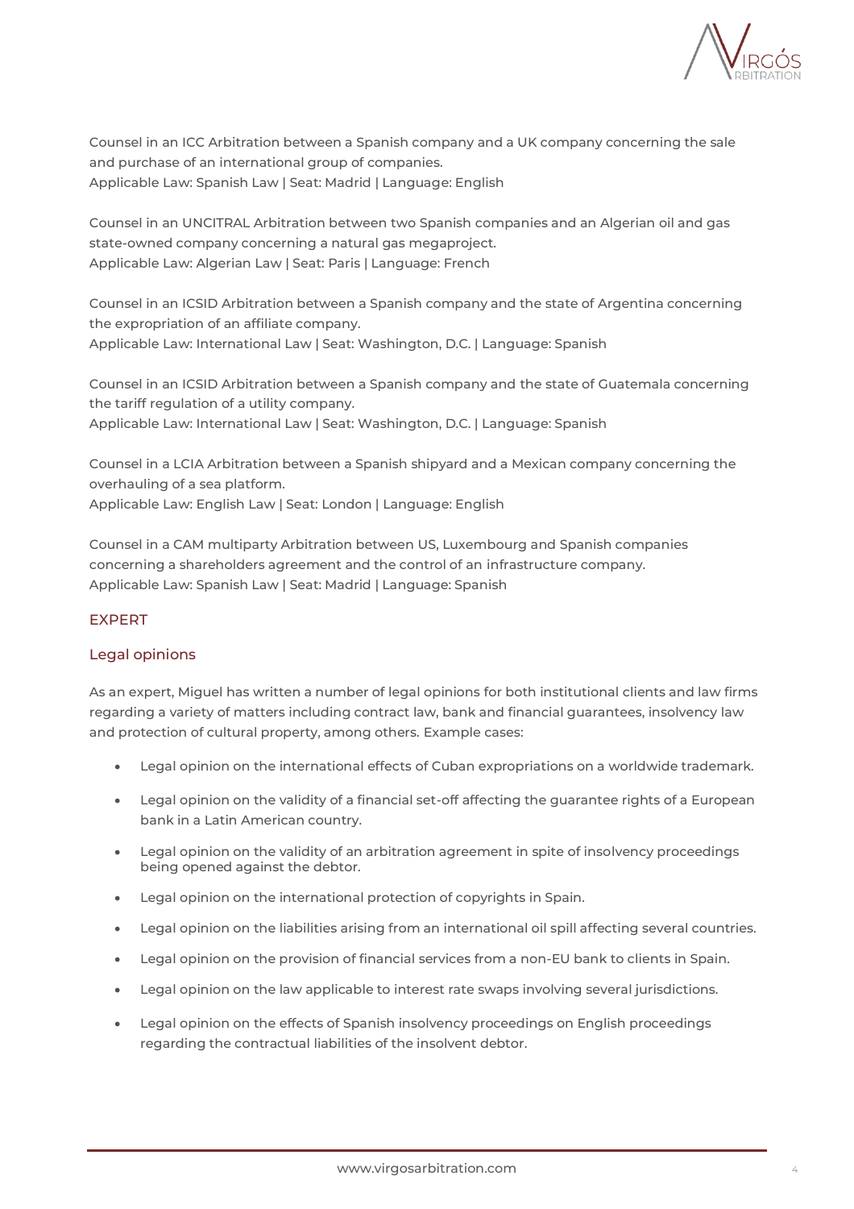Counsel in an ICC Arbitration between a Spanish company and a UK company concerning the sale and purchase of an international group of companies.
Applicable Law: Spanish Law | Seat: Madrid | Language: English

Counsel in an UNCITRAL Arbitration between two Spanish companies and an Algerian oil and gas state-owned company concerning a natural gas megaproject.
Applicable Law: Algerian Law | Seat: Paris | Language: French

Counsel in an ICSID Arbitration between a Spanish company and the state of Argentina concerning the expropriation of an affiliate company.
Applicable Law: International Law | Seat: Washington, D.C. | Language: Spanish

Counsel in an ICSID Arbitration between a Spanish company and the state of Guatemala concerning the tariff regulation of a utility company.
Applicable Law: International Law | Seat: Washington, D.C. | Language: Spanish

Counsel in a LCIA Arbitration between a Spanish shipyard and a Mexican company concerning the overhauling of a sea platform.
Applicable Law: English Law | Seat: London | Language: English

Counsel in a CAM multiparty Arbitration between US, Luxembourg and Spanish companies concerning a shareholders agreement and the control of an infrastructure company.
Applicable Law: Spanish Law | Seat: Madrid | Language: Spanish

## EXPERT

### Legal opinions

As an expert, Miguel has written a number of legal opinions for both institutional clients and law firms regarding a variety of matters including contract law, bank and financial guarantees, insolvency law and protection of cultural property, among others. Example cases:

- Legal opinion on the international effects of Cuban expropriations on a worldwide trademark.
- Legal opinion on the validity of a financial set-off affecting the guarantee rights of a European bank in a Latin American country.
- Legal opinion on the validity of an arbitration agreement in spite of insolvency proceedings being opened against the debtor.
- Legal opinion on the international protection of copyrights in Spain.
- Legal opinion on the liabilities arising from an international oil spill affecting several countries.
- Legal opinion on the provision of financial services from a non-EU bank to clients in Spain.
- Legal opinion on the law applicable to interest rate swaps involving several jurisdictions.
- Legal opinion on the effects of Spanish insolvency proceedings on English proceedings regarding the contractual liabilities of the insolvent debtor.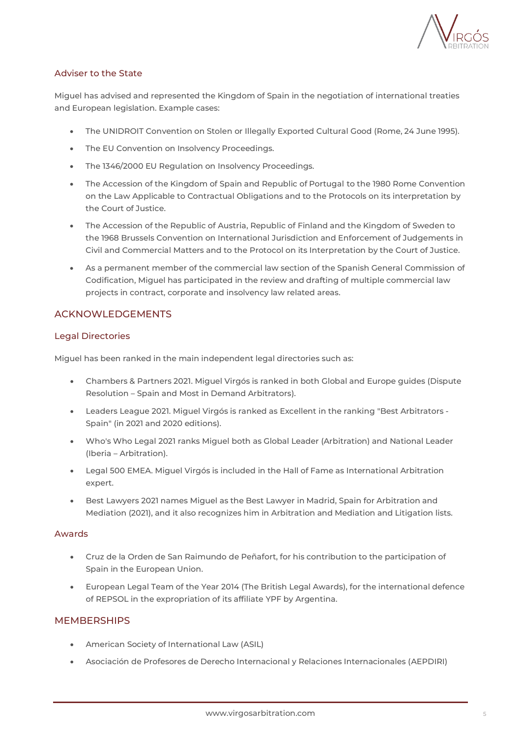### Adviser to the State

Miguel has advised and represented the Kingdom of Spain in the negotiation of international treaties and European legislation. Example cases:

- The UNIDROIT Convention on Stolen or Illegally Exported Cultural Good (Rome, 24 June 1995).
- The EU Convention on Insolvency Proceedings.
- The 1346/2000 EU Regulation on Insolvency Proceedings.
- The Accession of the Kingdom of Spain and Republic of Portugal to the 1980 Rome Convention on the Law Applicable to Contractual Obligations and to the Protocols on its interpretation by the Court of Justice.
- The Accession of the Republic of Austria, Republic of Finland and the Kingdom of Sweden to the 1968 Brussels Convention on International Jurisdiction and Enforcement of Judgements in Civil and Commercial Matters and to the Protocol on its Interpretation by the Court of Justice.
- As a permanent member of the commercial law section of the Spanish General Commission of Codification, Miguel has participated in the review and drafting of multiple commercial law projects in contract, corporate and insolvency law related areas.

## ACKNOWLEDGEMENTS

### Legal Directories

Miguel has been ranked in the main independent legal directories such as:

- Chambers & Partners 2021. Miguel Virgós is ranked in both Global and Europe guides (Dispute Resolution – Spain and Most in Demand Arbitrators).
- Leaders League 2021. Miguel Virgós is ranked as Excellent in the ranking "Best Arbitrators - Spain" (in 2021 and 2020 editions).
- Who's Who Legal 2021 ranks Miguel both as Global Leader (Arbitration) and National Leader (Iberia – Arbitration).
- Legal 500 EMEA. Miguel Virgós is included in the Hall of Fame as International Arbitration expert.
- Best Lawyers 2021 names Miguel as the Best Lawyer in Madrid, Spain for Arbitration and Mediation (2021), and it also recognizes him in Arbitration and Mediation and Litigation lists.

### Awards

- Cruz de la Orden de San Raimundo de Peñafort, for his contribution to the participation of Spain in the European Union.
- European Legal Team of the Year 2014 (The British Legal Awards), for the international defence of REPSOL in the expropriation of its affiliate YPF by Argentina.

## MEMBERSHIPS

- American Society of International Law (ASIL)
- Asociación de Profesores de Derecho Internacional y Relaciones Internacionales (AEPDIRI)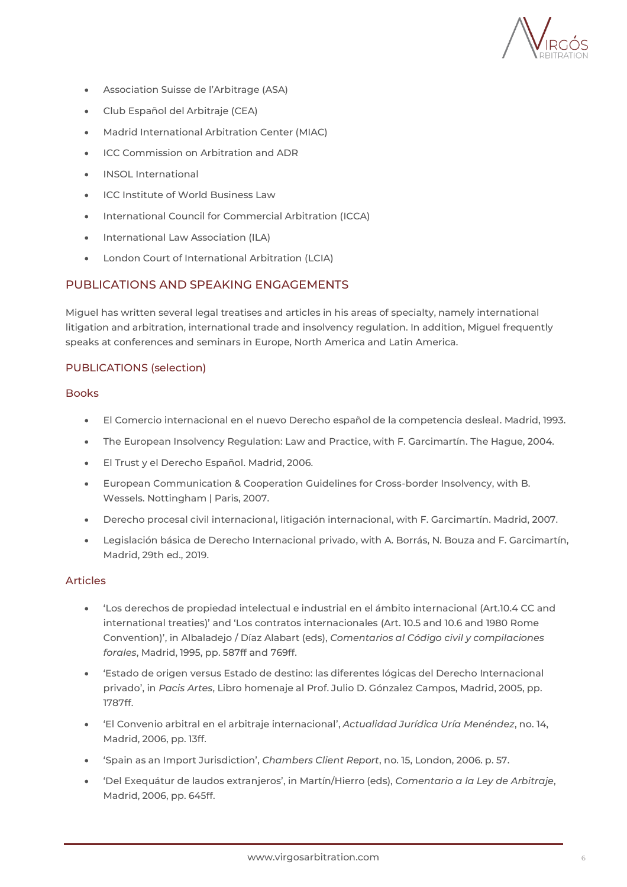- Association Suisse de l'Arbitrage (ASA)
- Club Español del Arbitraje (CEA)
- Madrid International Arbitration Center (MIAC)
- ICC Commission on Arbitration and ADR
- INSOL International
- ICC Institute of World Business Law
- International Council for Commercial Arbitration (ICCA)
- International Law Association (ILA)
- London Court of International Arbitration (LCIA)

## PUBLICATIONS AND SPEAKING ENGAGEMENTS

Miguel has written several legal treatises and articles in his areas of specialty, namely international litigation and arbitration, international trade and insolvency regulation. In addition, Miguel frequently speaks at conferences and seminars in Europe, North America and Latin America.

### PUBLICATIONS (selection)

#### Books

- El Comercio internacional en el nuevo Derecho español de la competencia desleal. Madrid, 1993.
- The European Insolvency Regulation: Law and Practice, with F. Garcimartín. The Hague, 2004.
- El Trust y el Derecho Español. Madrid, 2006.
- European Communication & Cooperation Guidelines for Cross-border Insolvency, with B. Wessels. Nottingham | Paris, 2007.
- Derecho procesal civil internacional, litigación internacional, with F. Garcimartín. Madrid, 2007.
- Legislación básica de Derecho Internacional privado, with A. Borrás, N. Bouza and F. Garcimartín, Madrid, 29th ed., 2019.

#### Articles

- 'Los derechos de propiedad intelectual e industrial en el ámbito internacional (Art.10.4 CC and international treaties)' and 'Los contratos internacionales (Art. 10.5 and 10.6 and 1980 Rome Convention)', in Albaladejo / Díaz Alabart (eds), *Comentarios al Código civil y compilaciones forales*, Madrid, 1995, pp. 587ff and 769ff.
- 'Estado de origen versus Estado de destino: las diferentes lógicas del Derecho Internacional privado', in *Pacis Artes*, Libro homenaje al Prof. Julio D. Gónzalez Campos, Madrid, 2005, pp. 1787ff.
- 'El Convenio arbitral en el arbitraje internacional', *Actualidad Jurídica Uría Menéndez*, no. 14, Madrid, 2006, pp. 13ff.
- 'Spain as an Import Jurisdiction', *Chambers Client Report*, no. 15, London, 2006. p. 57.
- 'Del Exequátur de laudos extranjeros', in Martín/Hierro (eds), *Comentario a la Ley de Arbitraje*, Madrid, 2006, pp. 645ff.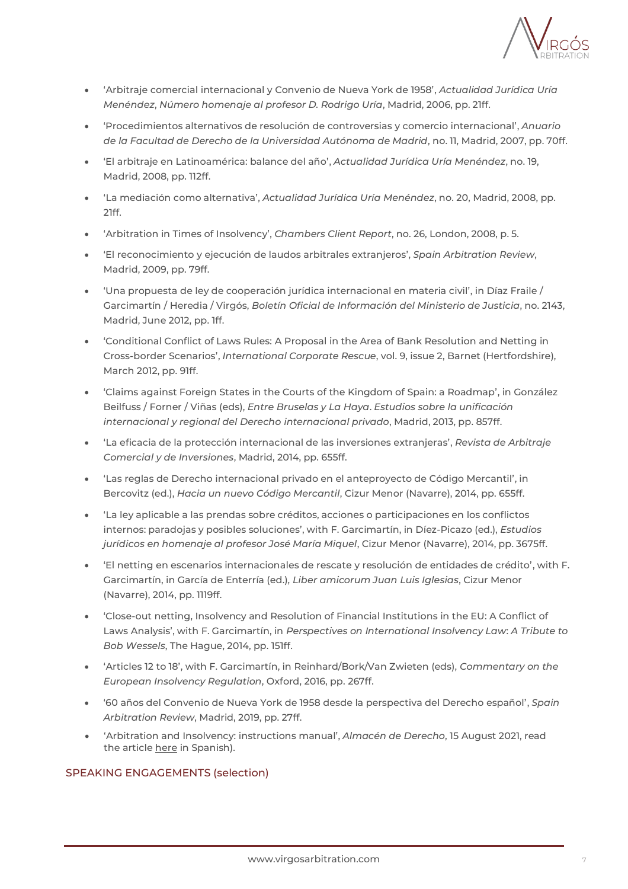- 'Arbitraje comercial internacional y Convenio de Nueva York de 1958', *Actualidad Jurídica Uría Menéndez*, *Número homenaje al profesor D. Rodrigo Uría*, Madrid, 2006, pp. 21ff.
- 'Procedimientos alternativos de resolución de controversias y comercio internacional', *Anuario de la Facultad de Derecho de la Universidad Autónoma de Madrid*, no. 11, Madrid, 2007, pp. 70ff.
- 'El arbitraje en Latinoamérica: balance del año', *Actualidad Jurídica Uría Menéndez*, no. 19, Madrid, 2008, pp. 112ff.
- 'La mediación como alternativa', *Actualidad Jurídica Uría Menéndez*, no. 20, Madrid, 2008, pp. 21ff.
- 'Arbitration in Times of Insolvency', *Chambers Client Report*, no. 26, London, 2008, p. 5.
- 'El reconocimiento y ejecución de laudos arbitrales extranjeros', *Spain Arbitration Review*, Madrid, 2009, pp. 79ff.
- 'Una propuesta de ley de cooperación jurídica internacional en materia civil', in Díaz Fraile / Garcimartín / Heredia / Virgós, *Boletín Oficial de Información del Ministerio de Justicia*, no. 2143, Madrid, June 2012, pp. 1ff.
- 'Conditional Conflict of Laws Rules: A Proposal in the Area of Bank Resolution and Netting in Cross-border Scenarios', *International Corporate Rescue*, vol. 9, issue 2, Barnet (Hertfordshire), March 2012, pp. 91ff.
- 'Claims against Foreign States in the Courts of the Kingdom of Spain: a Roadmap', in González Beilfuss / Forner / Viñas (eds), *Entre Bruselas y La Haya*. *Estudios sobre la unificación internacional y regional del Derecho internacional privado*, Madrid, 2013, pp. 857ff.
- 'La eficacia de la protección internacional de las inversiones extranjeras', *Revista de Arbitraje Comercial y de Inversiones*, Madrid, 2014, pp. 655ff.
- 'Las reglas de Derecho internacional privado en el anteproyecto de Código Mercantil', in Bercovitz (ed.), *Hacia un nuevo Código Mercantil*, Cizur Menor (Navarre), 2014, pp. 655ff.
- 'La ley aplicable a las prendas sobre créditos, acciones o participaciones en los conflictos internos: paradojas y posibles soluciones', with F. Garcimartín, in Díez-Picazo (ed.), *Estudios jurídicos en homenaje al profesor José María Miquel*, Cizur Menor (Navarre), 2014, pp. 3675ff.
- 'El netting en escenarios internacionales de rescate y resolución de entidades de crédito', with F. Garcimartín, in García de Enterría (ed.), *Liber amicorum Juan Luis Iglesias*, Cizur Menor (Navarre), 2014, pp. 1119ff.
- 'Close-out netting, Insolvency and Resolution of Financial Institutions in the EU: A Conflict of Laws Analysis', with F. Garcimartín, in *Perspectives on International Insolvency Law: A Tribute to Bob Wessels*, The Hague, 2014, pp. 151ff.
- 'Articles 12 to 18', with F. Garcimartín, in Reinhard/Bork/Van Zwieten (eds), *Commentary on the European Insolvency Regulation*, Oxford, 2016, pp. 267ff.
- '60 años del Convenio de Nueva York de 1958 desde la perspectiva del Derecho español', *Spain Arbitration Review*, Madrid, 2019, pp. 27ff.
- 'Arbitration and Insolvency: instructions manual', *Almacén de Derecho*, 15 August 2021, read the article here in Spanish).

## SPEAKING ENGAGEMENTS (selection)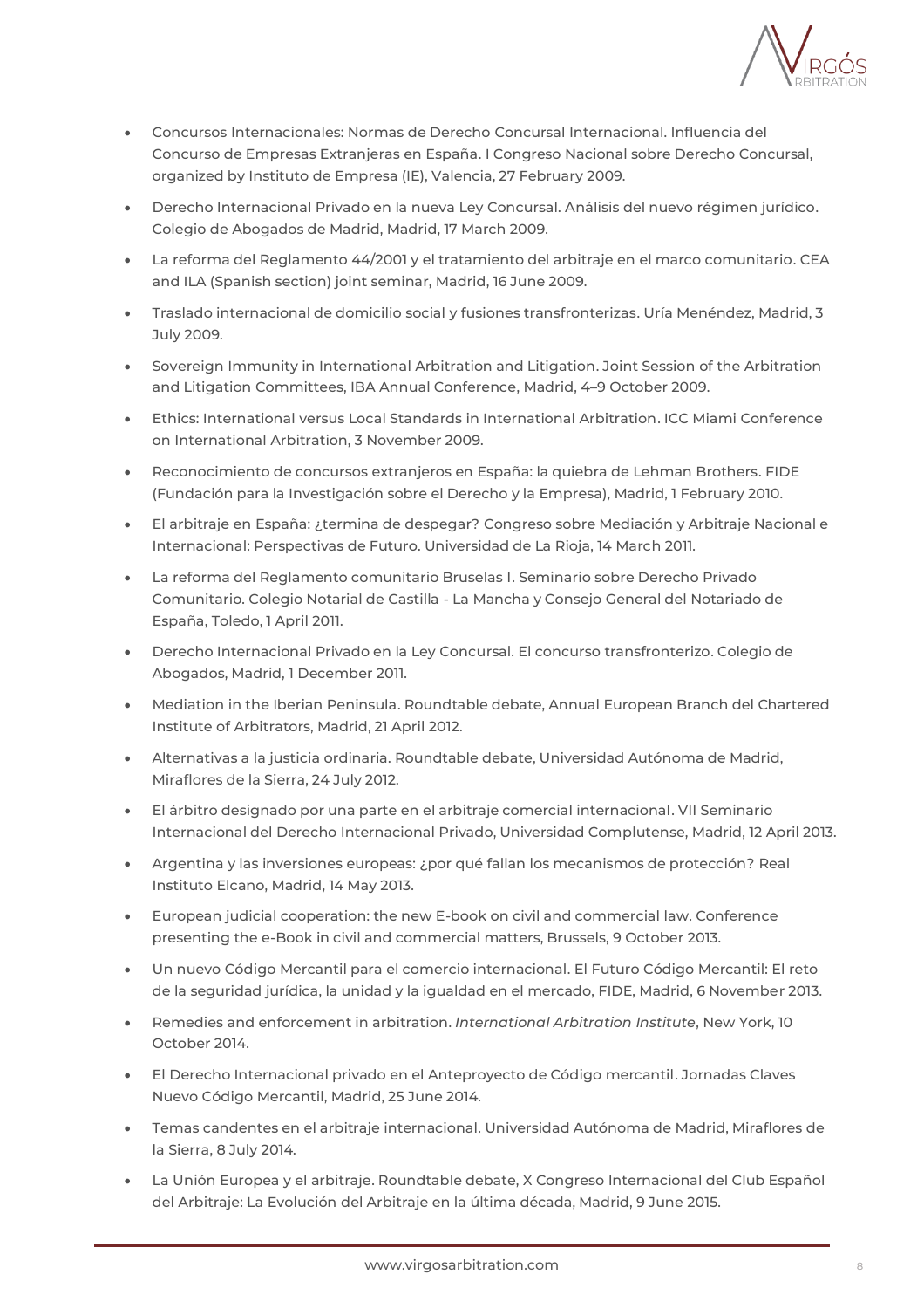- Concursos Internacionales: Normas de Derecho Concursal Internacional. Influencia del Concurso de Empresas Extranjeras en España. I Congreso Nacional sobre Derecho Concursal, organized by Instituto de Empresa (IE), Valencia, 27 February 2009.
- Derecho Internacional Privado en la nueva Ley Concursal. Análisis del nuevo régimen jurídico. Colegio de Abogados de Madrid, Madrid, 17 March 2009.
- La reforma del Reglamento 44/2001 y el tratamiento del arbitraje en el marco comunitario. CEA and ILA (Spanish section) joint seminar, Madrid, 16 June 2009.
- Traslado internacional de domicilio social y fusiones transfronterizas. Uría Menéndez, Madrid, 3 July 2009.
- Sovereign Immunity in International Arbitration and Litigation. Joint Session of the Arbitration and Litigation Committees, IBA Annual Conference, Madrid, 4–9 October 2009.
- Ethics: International versus Local Standards in International Arbitration. ICC Miami Conference on International Arbitration, 3 November 2009.
- Reconocimiento de concursos extranjeros en España: la quiebra de Lehman Brothers. FIDE (Fundación para la Investigación sobre el Derecho y la Empresa), Madrid, 1 February 2010.
- El arbitraje en España: ¿termina de despegar? Congreso sobre Mediación y Arbitraje Nacional e Internacional: Perspectivas de Futuro. Universidad de La Rioja, 14 March 2011.
- La reforma del Reglamento comunitario Bruselas I. Seminario sobre Derecho Privado Comunitario. Colegio Notarial de Castilla - La Mancha y Consejo General del Notariado de España, Toledo, 1 April 2011.
- Derecho Internacional Privado en la Ley Concursal. El concurso transfronterizo. Colegio de Abogados, Madrid, 1 December 2011.
- Mediation in the Iberian Peninsula. Roundtable debate, Annual European Branch del Chartered Institute of Arbitrators, Madrid, 21 April 2012.
- Alternativas a la justicia ordinaria. Roundtable debate, Universidad Autónoma de Madrid, Miraflores de la Sierra, 24 July 2012.
- El árbitro designado por una parte en el arbitraje comercial internacional. VII Seminario Internacional del Derecho Internacional Privado, Universidad Complutense, Madrid, 12 April 2013.
- Argentina y las inversiones europeas: ¿por qué fallan los mecanismos de protección? Real Instituto Elcano, Madrid, 14 May 2013.
- European judicial cooperation: the new E-book on civil and commercial law. Conference presenting the e-Book in civil and commercial matters, Brussels, 9 October 2013.
- Un nuevo Código Mercantil para el comercio internacional. El Futuro Código Mercantil: El reto de la seguridad jurídica, la unidad y la igualdad en el mercado, FIDE, Madrid, 6 November 2013.
- Remedies and enforcement in arbitration. *International Arbitration Institute*, New York, 10 October 2014.
- El Derecho Internacional privado en el Anteproyecto de Código mercantil. Jornadas Claves Nuevo Código Mercantil, Madrid, 25 June 2014.
- Temas candentes en el arbitraje internacional. Universidad Autónoma de Madrid, Miraflores de la Sierra, 8 July 2014.
- La Unión Europea y el arbitraje. Roundtable debate, X Congreso Internacional del Club Español del Arbitraje: La Evolución del Arbitraje en la última década, Madrid, 9 June 2015.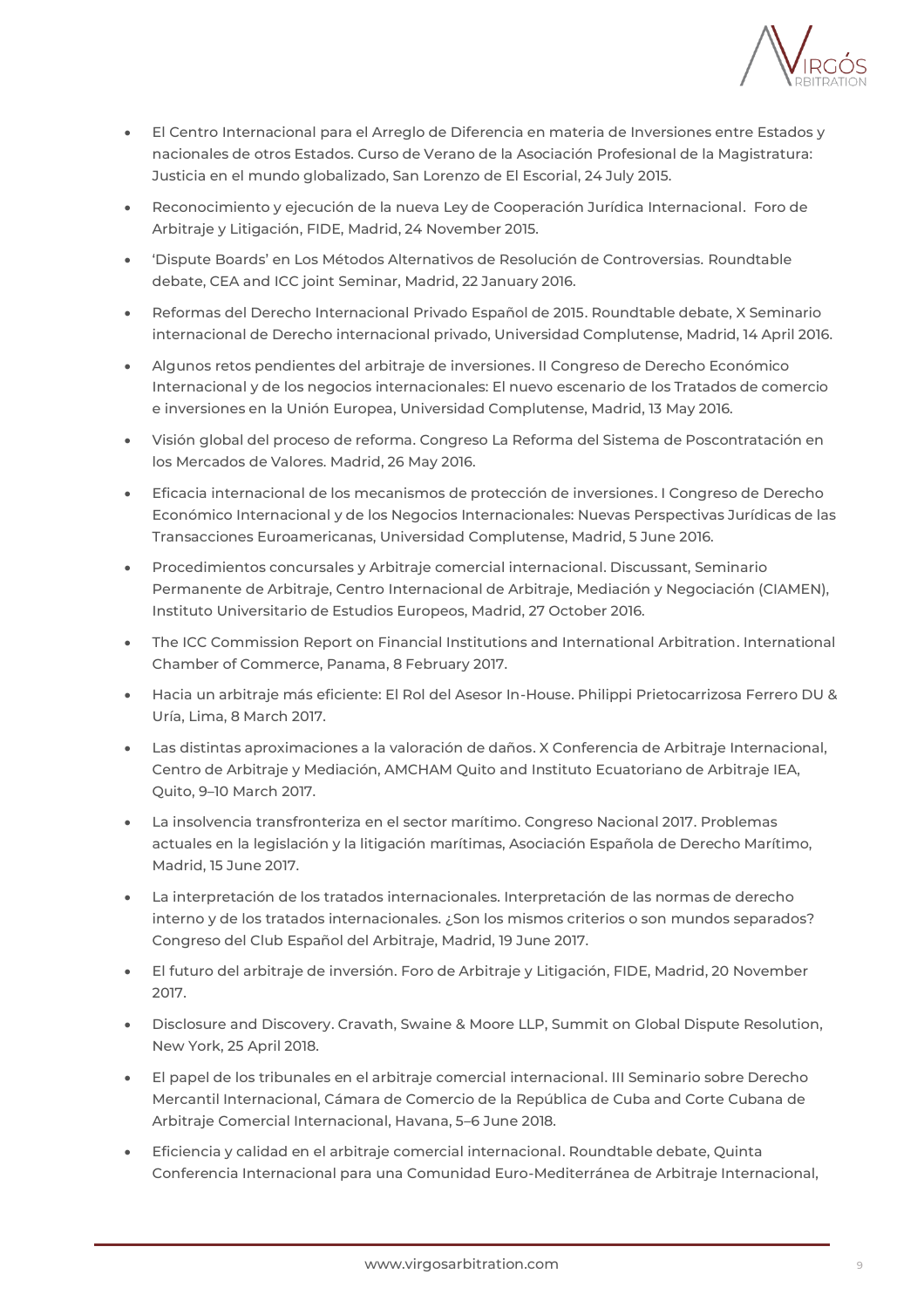- El Centro Internacional para el Arreglo de Diferencia en materia de Inversiones entre Estados y nacionales de otros Estados. Curso de Verano de la Asociación Profesional de la Magistratura: Justicia en el mundo globalizado, San Lorenzo de El Escorial, 24 July 2015.
- Reconocimiento y ejecución de la nueva Ley de Cooperación Jurídica Internacional. Foro de Arbitraje y Litigación, FIDE, Madrid, 24 November 2015.
- 'Dispute Boards' en Los Métodos Alternativos de Resolución de Controversias. Roundtable debate, CEA and ICC joint Seminar, Madrid, 22 January 2016.
- Reformas del Derecho Internacional Privado Español de 2015. Roundtable debate, X Seminario internacional de Derecho internacional privado, Universidad Complutense, Madrid, 14 April 2016.
- Algunos retos pendientes del arbitraje de inversiones. II Congreso de Derecho Económico Internacional y de los negocios internacionales: El nuevo escenario de los Tratados de comercio e inversiones en la Unión Europea, Universidad Complutense, Madrid, 13 May 2016.
- Visión global del proceso de reforma. Congreso La Reforma del Sistema de Poscontratación en los Mercados de Valores. Madrid, 26 May 2016.
- Eficacia internacional de los mecanismos de protección de inversiones. I Congreso de Derecho Económico Internacional y de los Negocios Internacionales: Nuevas Perspectivas Jurídicas de las Transacciones Euroamericanas, Universidad Complutense, Madrid, 5 June 2016.
- Procedimientos concursales y Arbitraje comercial internacional. Discussant, Seminario Permanente de Arbitraje, Centro Internacional de Arbitraje, Mediación y Negociación (CIAMEN), Instituto Universitario de Estudios Europeos, Madrid, 27 October 2016.
- The ICC Commission Report on Financial Institutions and International Arbitration. International Chamber of Commerce, Panama, 8 February 2017.
- Hacia un arbitraje más eficiente: El Rol del Asesor In-House. Philippi Prietocarrizosa Ferrero DU & Uría, Lima, 8 March 2017.
- Las distintas aproximaciones a la valoración de daños. X Conferencia de Arbitraje Internacional, Centro de Arbitraje y Mediación, AMCHAM Quito and Instituto Ecuatoriano de Arbitraje IEA, Quito, 9–10 March 2017.
- La insolvencia transfronteriza en el sector marítimo. Congreso Nacional 2017. Problemas actuales en la legislación y la litigación marítimas, Asociación Española de Derecho Marítimo, Madrid, 15 June 2017.
- La interpretación de los tratados internacionales. Interpretación de las normas de derecho interno y de los tratados internacionales. ¿Son los mismos criterios o son mundos separados? Congreso del Club Español del Arbitraje, Madrid, 19 June 2017.
- El futuro del arbitraje de inversión. Foro de Arbitraje y Litigación, FIDE, Madrid, 20 November 2017.
- Disclosure and Discovery. Cravath, Swaine & Moore LLP, Summit on Global Dispute Resolution, New York, 25 April 2018.
- El papel de los tribunales en el arbitraje comercial internacional. III Seminario sobre Derecho Mercantil Internacional, Cámara de Comercio de la República de Cuba and Corte Cubana de Arbitraje Comercial Internacional, Havana, 5–6 June 2018.
- Eficiencia y calidad en el arbitraje comercial internacional. Roundtable debate, Quinta Conferencia Internacional para una Comunidad Euro-Mediterránea de Arbitraje Internacional,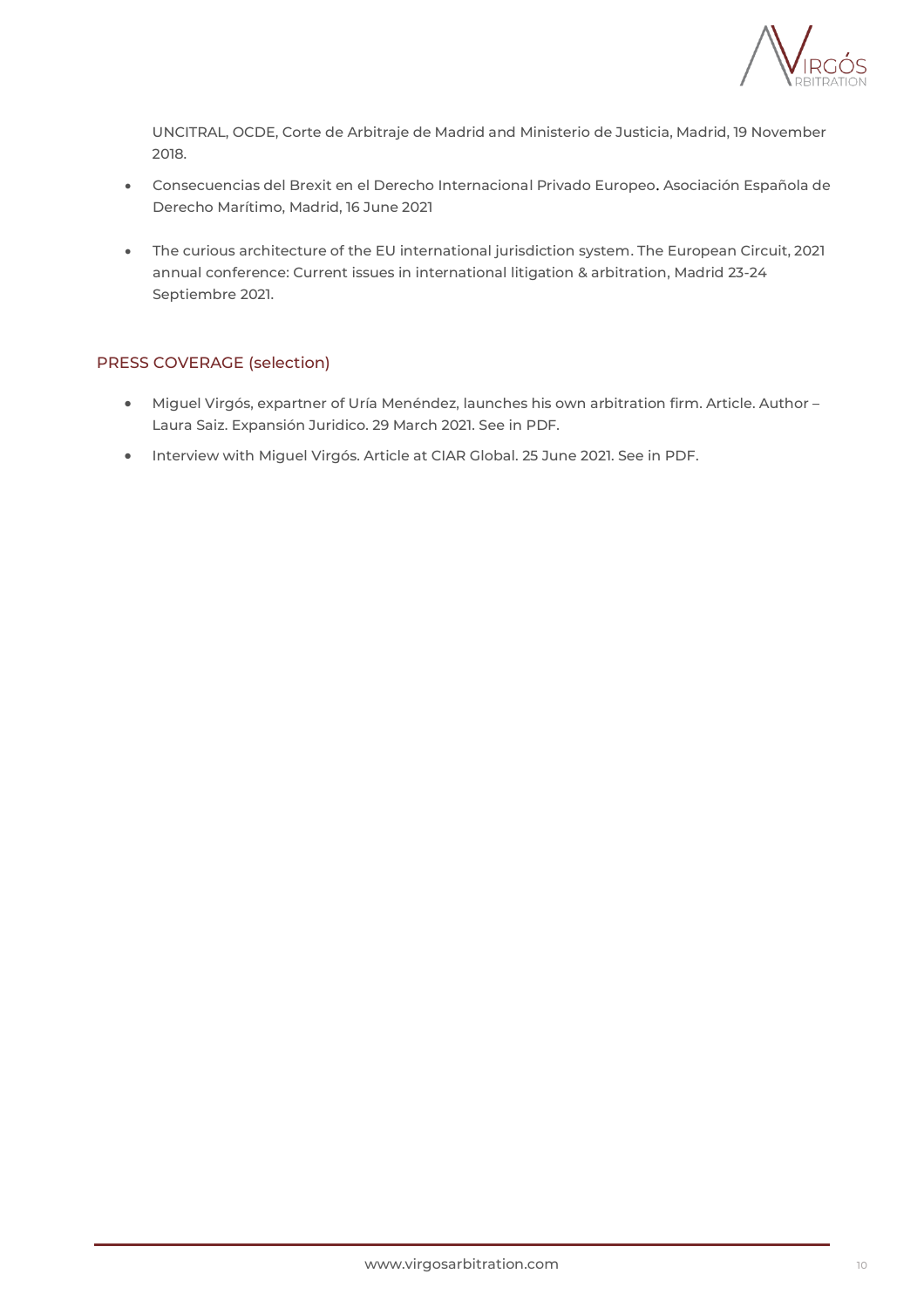UNCITRAL, OCDE, Corte de Arbitraje de Madrid and Ministerio de Justicia, Madrid, 19 November 2018.

- Consecuencias del Brexit en el Derecho Internacional Privado Europeo. Asociación Española de Derecho Marítimo, Madrid, 16 June 2021
- The curious architecture of the EU international jurisdiction system. The European Circuit, 2021 annual conference: Current issues in international litigation & arbitration, Madrid 23-24 Septiembre 2021.

## PRESS COVERAGE (selection)

- Miguel Virgós, expartner of Uría Menéndez, launches his own arbitration firm. Article. Author – Laura Saiz. Expansión Juridico. 29 March 2021. See in PDF.
- Interview with Miguel Virgós. Article at CIAR Global. 25 June 2021. See in PDF.